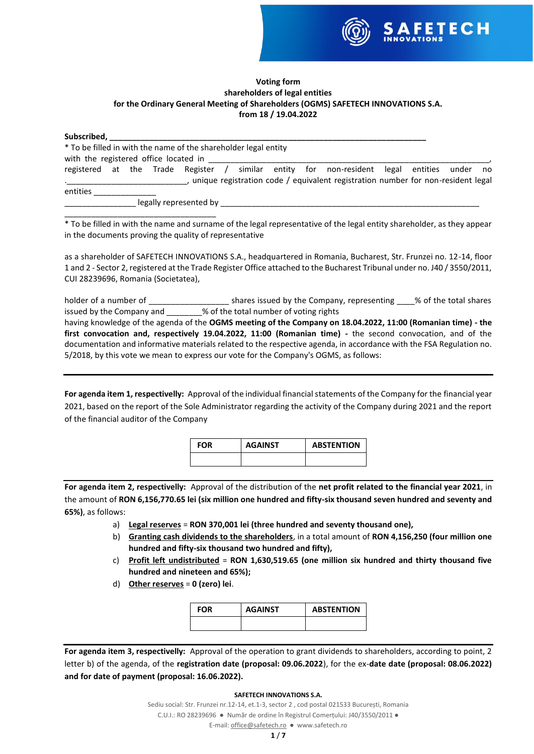**Voting form**
**shareholders of legal entities**
**for the Ordinary General Meeting of Shareholders (OGMS) SAFETECH INNOVATIONS S.A.**
**from 18 / 19.04.2022**

**Subscribed, \_\_\_\_\_\_\_\_\_\_\_\_\_\_\_\_\_\_\_\_\_\_\_\_\_\_\_\_\_\_\_\_\_\_\_\_\_\_\_\_\_\_\_\_\_\_\_\_\_\_\_\_\_\_\_\_\_\_\_\_\_\_\_\_\_\_\_\_\_\_\_\_\_**

\* To be filled in with the name of the shareholder legal entity

with the registered office located in \_\_\_\_\_\_\_\_\_\_\_\_\_\_\_\_\_\_\_\_\_\_\_\_\_\_\_\_\_\_\_\_\_\_\_\_\_\_\_\_\_\_\_\_\_\_\_\_\_\_\_\_\_\_\_\_\_\_\_\_\_\_\_\_\_, registered at the Trade Register / similar entity for non-resident legal entities under no .\_\_\_\_\_\_\_\_\_\_\_\_\_\_\_\_\_\_\_\_\_\_\_\_\_\_\_, unique registration code / equivalent registration number for non-resident legal entities \_\_\_\_\_\_\_\_\_\_\_\_\_\_ \_\_\_\_\_\_\_\_\_\_\_\_\_\_\_\_ legally represented by \_\_\_\_\_\_\_\_\_\_\_\_\_\_\_\_\_\_\_\_\_\_\_\_\_\_\_\_\_\_\_\_\_\_\_\_\_\_\_\_\_\_\_\_\_\_\_\_\_\_\_\_\_\_\_\_\_\_\_\_ \_\_\_\_\_\_\_\_\_\_\_\_\_\_\_\_\_\_\_\_\_\_\_\_\_\_\_\_\_\_\_\_\_\_

\* To be filled in with the name and surname of the legal representative of the legal entity shareholder, as they appear in the documents proving the quality of representative

as a shareholder of SAFETECH INNOVATIONS S.A., headquartered in Romania, Bucharest, Str. Frunzei no. 12-14, floor 1 and 2 - Sector 2, registered at the Trade Register Office attached to the Bucharest Tribunal under no. J40 / 3550/2011, CUI 28239696, Romania (Societatea),

holder of a number of \_\_\_\_\_\_\_\_\_\_\_\_\_\_\_\_\_\_ shares issued by the Company, representing \_\_\_\_% of the total shares issued by the Company and \_\_\_\_\_\_\_\_% of the total number of voting rights
having knowledge of the agenda of the **OGMS meeting of the Company on 18.04.2022, 11:00 (Romanian time) - the first convocation and, respectively 19.04.2022, 11:00 (Romanian time) -** the second convocation, and of the documentation and informative materials related to the respective agenda, in accordance with the FSA Regulation no. 5/2018, by this vote we mean to express our vote for the Company's OGMS, as follows:

---

**For agenda item 1, respectively:** Approval of the individual financial statements of the Company for the financial year 2021, based on the report of the Sole Administrator regarding the activity of the Company during 2021 and the report of the financial auditor of the Company

| FOR | AGAINST | ABSTENTION |
|---|---|---|
| | | |

---

**For agenda item 2, respectively:** Approval of the distribution of the **net profit related to the financial year 2021**, in the amount of **RON 6,156,770.65 lei (six million one hundred and fifty-six thousand seven hundred and seventy and 65%)**, as follows:

a) **Legal reserves** = **RON 370,001 lei (three hundred and seventy thousand one),**
b) **Granting cash dividends to the shareholders**, in a total amount of **RON 4,156,250 (four million one hundred and fifty-six thousand two hundred and fifty),**
c) **Profit left undistributed** = **RON 1,630,519.65 (one million six hundred and thirty thousand five hundred and nineteen and 65%);**
d) **Other reserves** = **0 (zero) lei**.

| FOR | AGAINST | ABSTENTION |
|---|---|---|
| | | |

---

**For agenda item 3, respectively:** Approval of the operation to grant dividends to shareholders, according to point, 2 letter b) of the agenda, of the **registration date (proposal: 09.06.2022**), for the ex-**date date (proposal: 08.06.2022) and for date of payment (proposal: 16.06.2022).**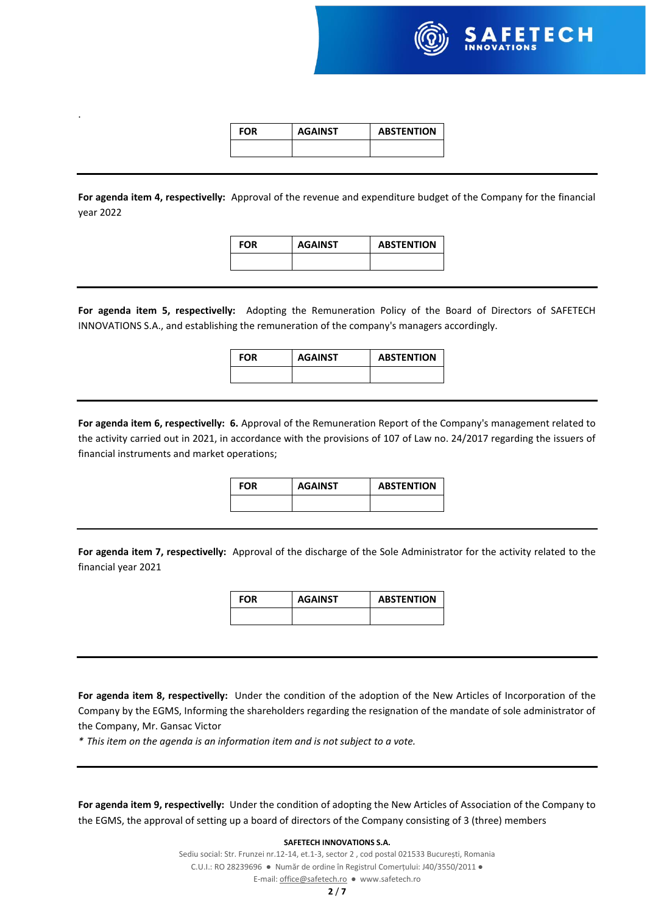.

| FOR | AGAINST | ABSTENTION |
|---|---|---|
| | | |

---

**For agenda item 4, respectivelly:** Approval of the revenue and expenditure budget of the Company for the financial year 2022

| FOR | AGAINST | ABSTENTION |
|---|---|---|
| | | |

---

**For agenda item 5, respectivelly:** Adopting the Remuneration Policy of the Board of Directors of SAFETECH INNOVATIONS S.A., and establishing the remuneration of the company's managers accordingly.

| FOR | AGAINST | ABSTENTION |
|---|---|---|
| | | |

---

**For agenda item 6, respectivelly:** **6.** Approval of the Remuneration Report of the Company's management related to the activity carried out in 2021, in accordance with the provisions of 107 of Law no. 24/2017 regarding the issuers of financial instruments and market operations;

| FOR | AGAINST | ABSTENTION |
|---|---|---|
| | | |

---

**For agenda item 7, respectivelly:** Approval of the discharge of the Sole Administrator for the activity related to the financial year 2021

| FOR | AGAINST | ABSTENTION |
|---|---|---|
| | | |

---

**For agenda item 8, respectivelly:** Under the condition of the adoption of the New Articles of Incorporation of the Company by the EGMS, Informing the shareholders regarding the resignation of the mandate of sole administrator of the Company, Mr. Gansac Victor

*\* This item on the agenda is an information item and is not subject to a vote.*

---

**For agenda item 9, respectivelly:** Under the condition of adopting the New Articles of Association of the Company to the EGMS, the approval of setting up a board of directors of the Company consisting of 3 (three) members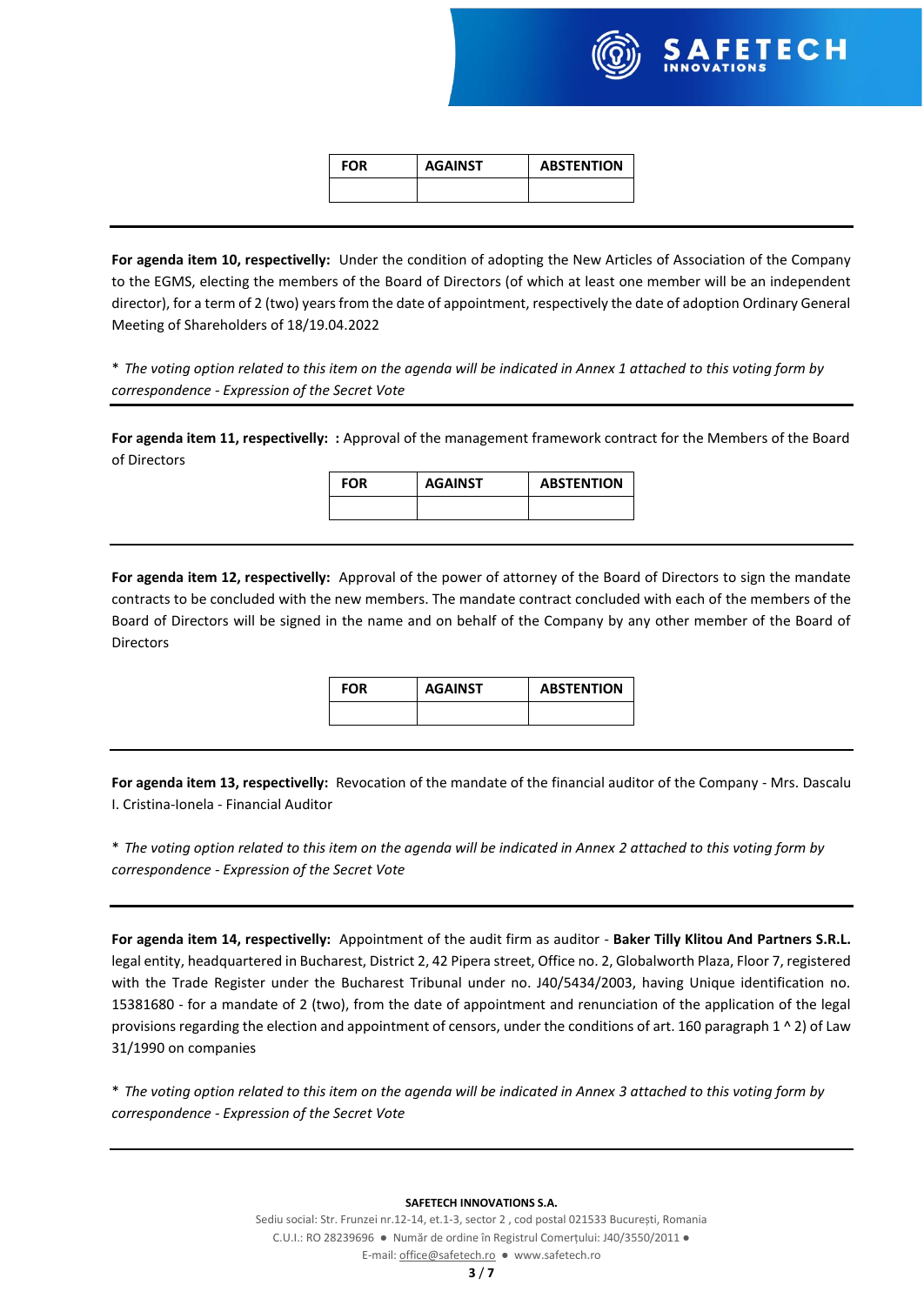| FOR | AGAINST | ABSTENTION |
|---|---|---|
| | | |

---

**For agenda item 10, respectivelly:** Under the condition of adopting the New Articles of Association of the Company to the EGMS, electing the members of the Board of Directors (of which at least one member will be an independent director), for a term of 2 (two) years from the date of appointment, respectively the date of adoption Ordinary General Meeting of Shareholders of 18/19.04.2022

\* *The voting option related to this item on the agenda will be indicated in Annex 1 attached to this voting form by correspondence - Expression of the Secret Vote*

---

**For agenda item 11, respectivelly: :** Approval of the management framework contract for the Members of the Board of Directors

| FOR | AGAINST | ABSTENTION |
|---|---|---|
| | | |

---

**For agenda item 12, respectivelly:** Approval of the power of attorney of the Board of Directors to sign the mandate contracts to be concluded with the new members. The mandate contract concluded with each of the members of the Board of Directors will be signed in the name and on behalf of the Company by any other member of the Board of Directors

| FOR | AGAINST | ABSTENTION |
|---|---|---|
| | | |

---

**For agenda item 13, respectivelly:** Revocation of the mandate of the financial auditor of the Company - Mrs. Dascalu I. Cristina-Ionela - Financial Auditor

\* *The voting option related to this item on the agenda will be indicated in Annex 2 attached to this voting form by correspondence - Expression of the Secret Vote*

---

**For agenda item 14, respectivelly:** Appointment of the audit firm as auditor - **Baker Tilly Klitou And Partners S.R.L.** legal entity, headquartered in Bucharest, District 2, 42 Pipera street, Office no. 2, Globalworth Plaza, Floor 7, registered with the Trade Register under the Bucharest Tribunal under no. J40/5434/2003, having Unique identification no. 15381680 - for a mandate of 2 (two), from the date of appointment and renunciation of the application of the legal provisions regarding the election and appointment of censors, under the conditions of art. 160 paragraph 1 ^ 2) of Law 31/1990 on companies

\* *The voting option related to this item on the agenda will be indicated in Annex 3 attached to this voting form by correspondence - Expression of the Secret Vote*

---

**SAFETECH INNOVATIONS S.A.**
Sediu social: Str. Frunzei nr.12-14, et.1-3, sector 2 , cod postal 021533 București, Romania
C.U.I.: RO 28239696 ● Număr de ordine în Registrul Comerțului: J40/3550/2011 ●
E-mail: office@safetech.ro ● www.safetech.ro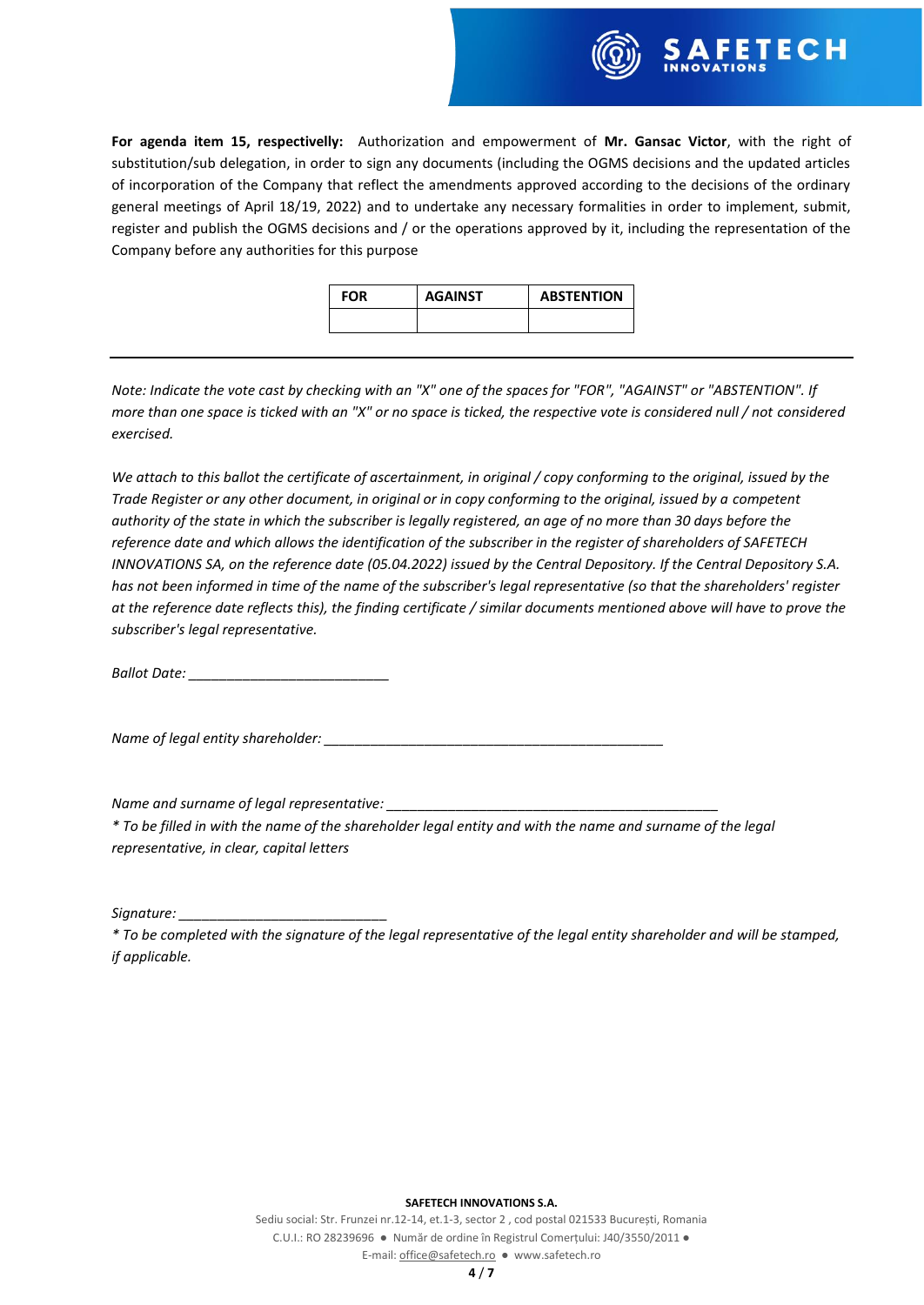**For agenda item 15, respectivelly:** Authorization and empowerment of **Mr. Gansac Victor**, with the right of substitution/sub delegation, in order to sign any documents (including the OGMS decisions and the updated articles of incorporation of the Company that reflect the amendments approved according to the decisions of the ordinary general meetings of April 18/19, 2022) and to undertake any necessary formalities in order to implement, submit, register and publish the OGMS decisions and / or the operations approved by it, including the representation of the Company before any authorities for this purpose

| FOR | AGAINST | ABSTENTION |
|---|---|---|
| | | |

---

*Note: Indicate the vote cast by checking with an "X" one of the spaces for "FOR", "AGAINST" or "ABSTENTION". If more than one space is ticked with an "X" or no space is ticked, the respective vote is considered null / not considered exercised.*

*We attach to this ballot the certificate of ascertainment, in original / copy conforming to the original, issued by the Trade Register or any other document, in original or in copy conforming to the original, issued by a competent authority of the state in which the subscriber is legally registered, an age of no more than 30 days before the reference date and which allows the identification of the subscriber in the register of shareholders of SAFETECH INNOVATIONS SA, on the reference date (05.04.2022) issued by the Central Depository. If the Central Depository S.A. has not been informed in time of the name of the subscriber's legal representative (so that the shareholders' register at the reference date reflects this), the finding certificate / similar documents mentioned above will have to prove the subscriber's legal representative.*

*Ballot Date:* ___________________________

*Name of legal entity shareholder:* ______________________________________________

*Name and surname of legal representative:* ____________________________________________

*\* To be filled in with the name of the shareholder legal entity and with the name and surname of the legal representative, in clear, capital letters*

*Signature:* ___________________________

*\* To be completed with the signature of the legal representative of the legal entity shareholder and will be stamped, if applicable.*

**SAFETECH INNOVATIONS S.A.**
Sediu social: Str. Frunzei nr.12-14, et.1-3, sector 2 , cod postal 021533 București, Romania
C.U.I.: RO 28239696 ● Număr de ordine în Registrul Comerțului: J40/3550/2011 ●
E-mail: office@safetech.ro ● www.safetech.ro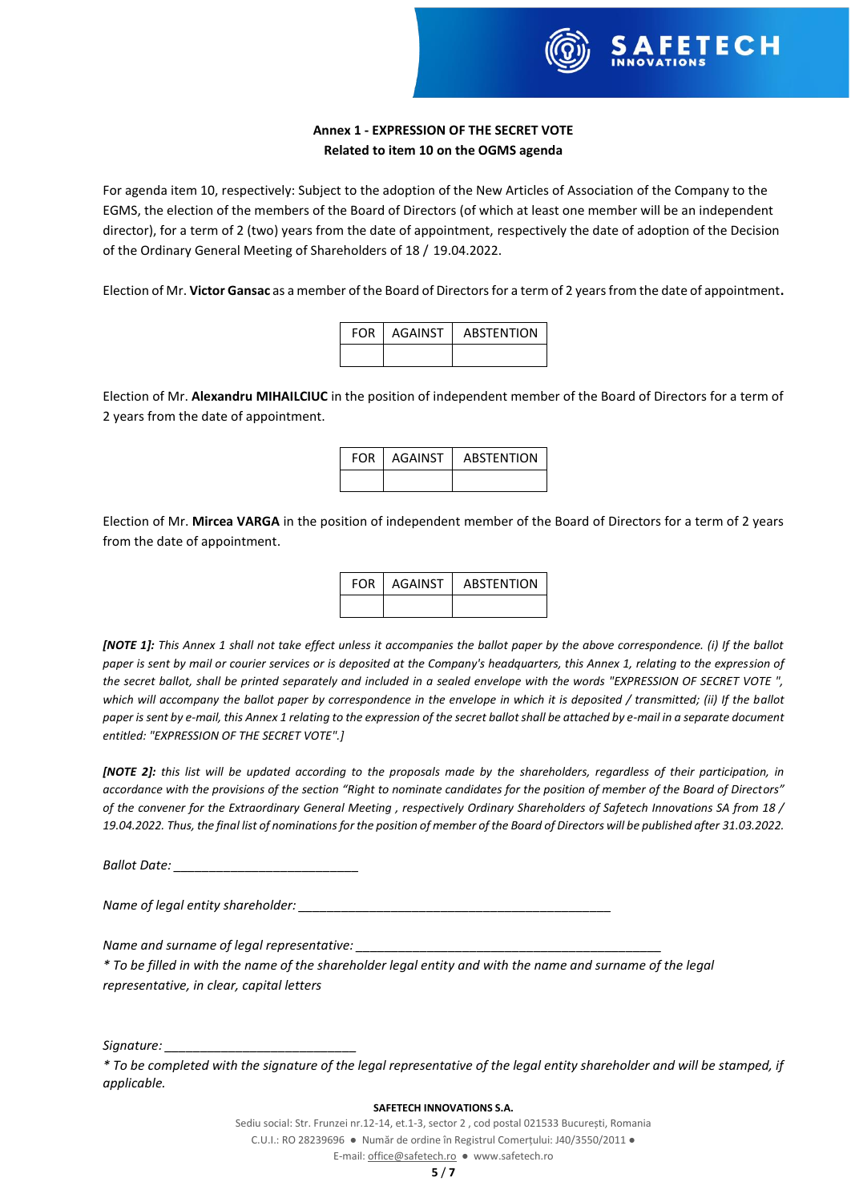**Annex 1 - EXPRESSION OF THE SECRET VOTE**
**Related to item 10 on the OGMS agenda**

For agenda item 10, respectively: Subject to the adoption of the New Articles of Association of the Company to the EGMS, the election of the members of the Board of Directors (of which at least one member will be an independent director), for a term of 2 (two) years from the date of appointment, respectively the date of adoption of the Decision of the Ordinary General Meeting of Shareholders of 18 / 19.04.2022.

Election of Mr. **Victor Gansac** as a member of the Board of Directors for a term of 2 years from the date of appointment**.**

| FOR | AGAINST | ABSTENTION |
|---|---|---|
| | | |

Election of Mr. **Alexandru MIHAILCIUC** in the position of independent member of the Board of Directors for a term of 2 years from the date of appointment.

| FOR | AGAINST | ABSTENTION |
|---|---|---|
| | | |

Election of Mr. **Mircea VARGA** in the position of independent member of the Board of Directors for a term of 2 years from the date of appointment.

| FOR | AGAINST | ABSTENTION |
|---|---|---|
| | | |

***[NOTE 1]:*** *This Annex 1 shall not take effect unless it accompanies the ballot paper by the above correspondence. (i) If the ballot paper is sent by mail or courier services or is deposited at the Company's headquarters, this Annex 1, relating to the expression of the secret ballot, shall be printed separately and included in a sealed envelope with the words "EXPRESSION OF SECRET VOTE ", which will accompany the ballot paper by correspondence in the envelope in which it is deposited / transmitted; (ii) If the ballot paper is sent by e-mail, this Annex 1 relating to the expression of the secret ballot shall be attached by e-mail in a separate document entitled: "EXPRESSION OF THE SECRET VOTE".]*

***[NOTE 2]:*** *this list will be updated according to the proposals made by the shareholders, regardless of their participation, in accordance with the provisions of the section "Right to nominate candidates for the position of member of the Board of Directors" of the convener for the Extraordinary General Meeting , respectively Ordinary Shareholders of Safetech Innovations SA from 18 / 19.04.2022. Thus, the final list of nominations for the position of member of the Board of Directors will be published after 31.03.2022.*

*Ballot Date:* ___________________________

*Name of legal entity shareholder:* _____________________________________________

*Name and surname of legal representative:* ____________________________________________

*\* To be filled in with the name of the shareholder legal entity and with the name and surname of the legal representative, in clear, capital letters*

*Signature:* ___________________________

*\* To be completed with the signature of the legal representative of the legal entity shareholder and will be stamped, if applicable.*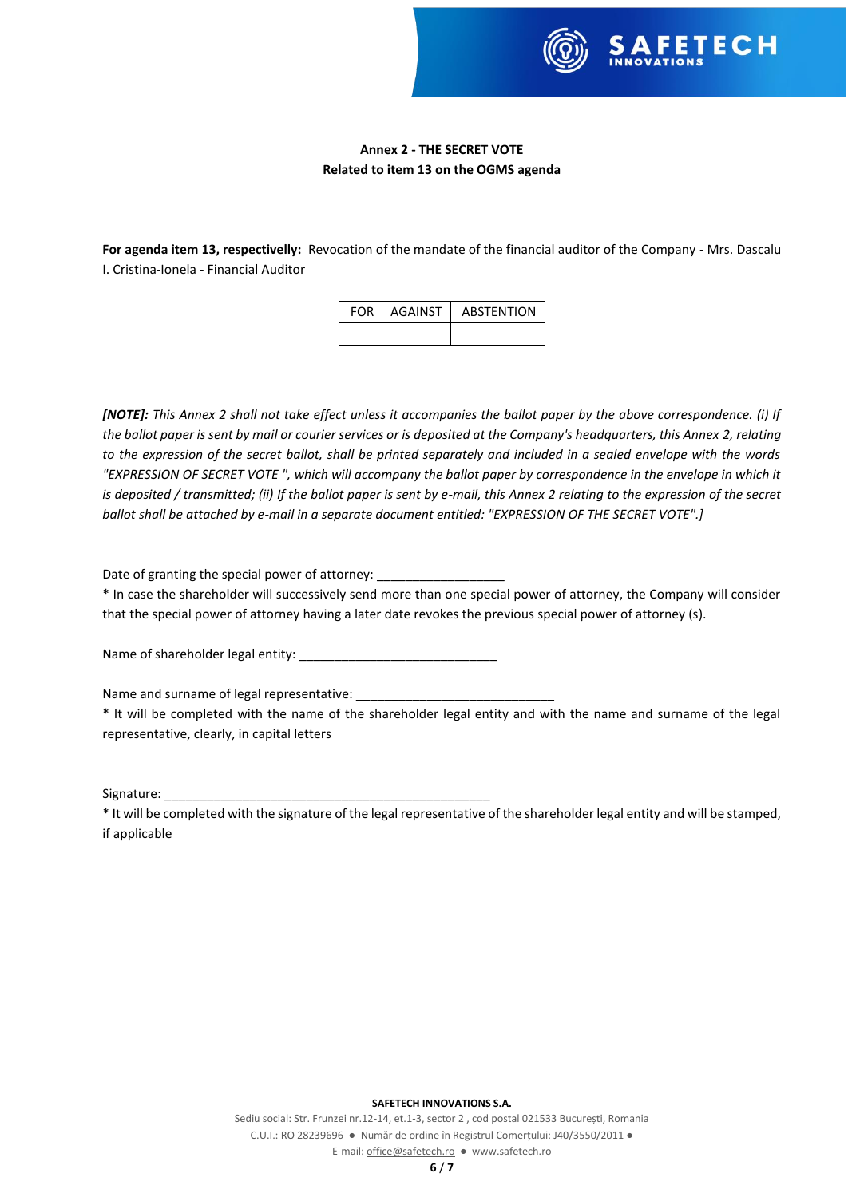**Annex 2 - THE SECRET VOTE**
**Related to item 13 on the OGMS agenda**

**For agenda item 13, respectivelly:** Revocation of the mandate of the financial auditor of the Company - Mrs. Dascalu I. Cristina-Ionela - Financial Auditor

| FOR | AGAINST | ABSTENTION |
| --- | --- | --- |
| | | |

***[NOTE]:*** *This Annex 2 shall not take effect unless it accompanies the ballot paper by the above correspondence. (i) If the ballot paper is sent by mail or courier services or is deposited at the Company's headquarters, this Annex 2, relating to the expression of the secret ballot, shall be printed separately and included in a sealed envelope with the words "EXPRESSION OF SECRET VOTE ", which will accompany the ballot paper by correspondence in the envelope in which it is deposited / transmitted; (ii) If the ballot paper is sent by e-mail, this Annex 2 relating to the expression of the secret ballot shall be attached by e-mail in a separate document entitled: "EXPRESSION OF THE SECRET VOTE".]*

Date of granting the special power of attorney: ___________________

* In case the shareholder will successively send more than one special power of attorney, the Company will consider that the special power of attorney having a later date revokes the previous special power of attorney (s).

Name of shareholder legal entity: _____________________________

Name and surname of legal representative: _____________________________

* It will be completed with the name of the shareholder legal entity and with the name and surname of the legal representative, clearly, in capital letters

Signature: ________________________________________________

* It will be completed with the signature of the legal representative of the shareholder legal entity and will be stamped, if applicable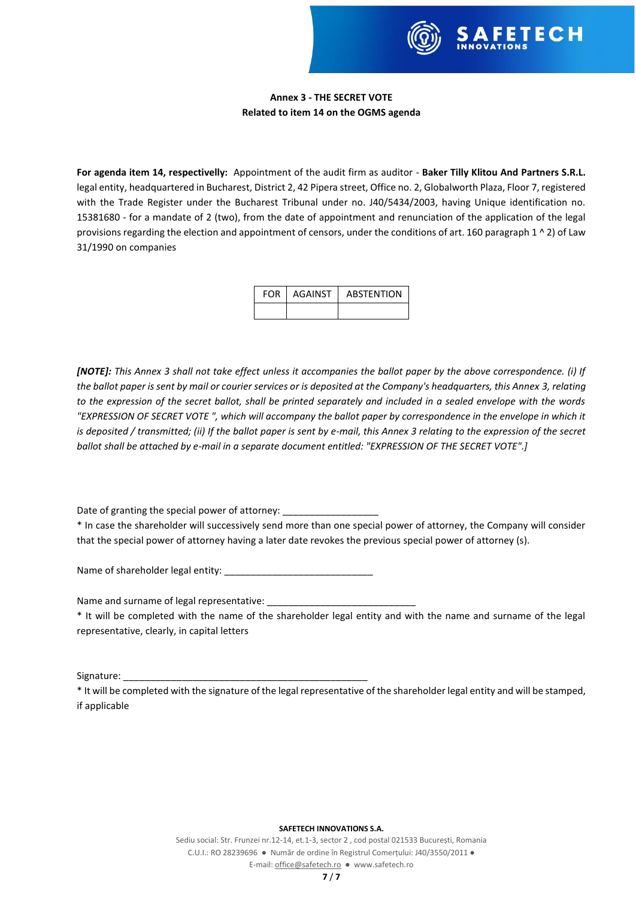**Annex 3 - THE SECRET VOTE**
**Related to item 14 on the OGMS agenda**

**For agenda item 14, respectivelly:** Appointment of the audit firm as auditor - **Baker Tilly Klitou And Partners S.R.L.** legal entity, headquartered in Bucharest, District 2, 42 Pipera street, Office no. 2, Globalworth Plaza, Floor 7, registered with the Trade Register under the Bucharest Tribunal under no. J40/5434/2003, having Unique identification no. 15381680 - for a mandate of 2 (two), from the date of appointment and renunciation of the application of the legal provisions regarding the election and appointment of censors, under the conditions of art. 160 paragraph 1 ^ 2) of Law 31/1990 on companies

| FOR | AGAINST | ABSTENTION |
|---|---|---|
| | | |

***[NOTE]:*** *This Annex 3 shall not take effect unless it accompanies the ballot paper by the above correspondence. (i) If the ballot paper is sent by mail or courier services or is deposited at the Company's headquarters, this Annex 3, relating to the expression of the secret ballot, shall be printed separately and included in a sealed envelope with the words "EXPRESSION OF SECRET VOTE ", which will accompany the ballot paper by correspondence in the envelope in which it is deposited / transmitted; (ii) If the ballot paper is sent by e-mail, this Annex 3 relating to the expression of the secret ballot shall be attached by e-mail in a separate document entitled: "EXPRESSION OF THE SECRET VOTE".]*

Date of granting the special power of attorney: __________________

* In case the shareholder will successively send more than one special power of attorney, the Company will consider that the special power of attorney having a later date revokes the previous special power of attorney (s).

Name of shareholder legal entity: ____________________________

Name and surname of legal representative: ____________________________

* It will be completed with the name of the shareholder legal entity and with the name and surname of the legal representative, clearly, in capital letters

Signature: ________________________________________________

* It will be completed with the signature of the legal representative of the shareholder legal entity and will be stamped, if applicable

**SAFETECH INNOVATIONS S.A.**
Sediu social: Str. Frunzei nr.12-14, et.1-3, sector 2 , cod postal 021533 București, Romania
C.U.I.: RO 28239696 ● Număr de ordine în Registrul Comerțului: J40/3550/2011 ●
E-mail: office@safetech.ro ● www.safetech.ro